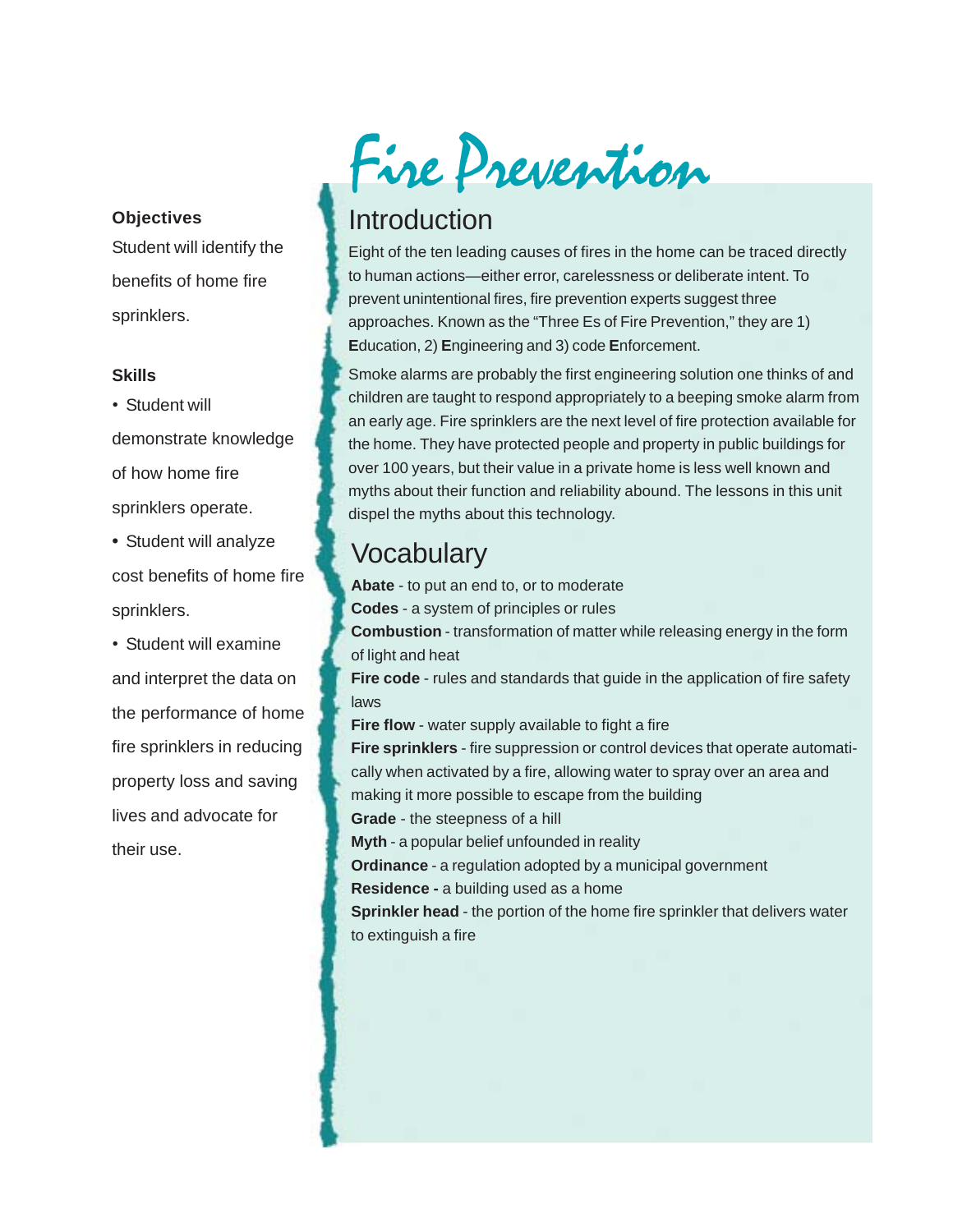# Fire Prevention

**Objectives**

Student will identify the benefits of home fire sprinklers.

**Skills**

- Student will demonstrate knowledge of how home fire sprinklers operate.
- Student will analyze cost benefits of home fire sprinklers.
- Student will examine and interpret the data on the performance of home fire sprinklers in reducing property loss and saving lives and advocate for their use.

## Introduction

Eight of the ten leading causes of fires in the home can be traced directly to human actions—either error, carelessness or deliberate intent. To prevent unintentional fires, fire prevention experts suggest three approaches. Known as the "Three Es of Fire Prevention," they are 1) **E**ducation, 2) **E**ngineering and 3) code **E**nforcement.

Smoke alarms are probably the first engineering solution one thinks of and children are taught to respond appropriately to a beeping smoke alarm from an early age. Fire sprinklers are the next level of fire protection available for the home. They have protected people and property in public buildings for over 100 years, but their value in a private home is less well known and myths about their function and reliability abound. The lessons in this unit dispel the myths about this technology.

## Vocabulary

**Abate** - to put an end to, or to moderate
**Codes** - a system of principles or rules
**Combustion** - transformation of matter while releasing energy in the form of light and heat
**Fire code** - rules and standards that guide in the application of fire safety laws
**Fire flow** - water supply available to fight a fire
**Fire sprinklers** - fire suppression or control devices that operate automatically when activated by a fire, allowing water to spray over an area and making it more possible to escape from the building
**Grade** - the steepness of a hill
**Myth** - a popular belief unfounded in reality
**Ordinance** - a regulation adopted by a municipal government
**Residence -** a building used as a home
**Sprinkler head** - the portion of the home fire sprinkler that delivers water to extinguish a fire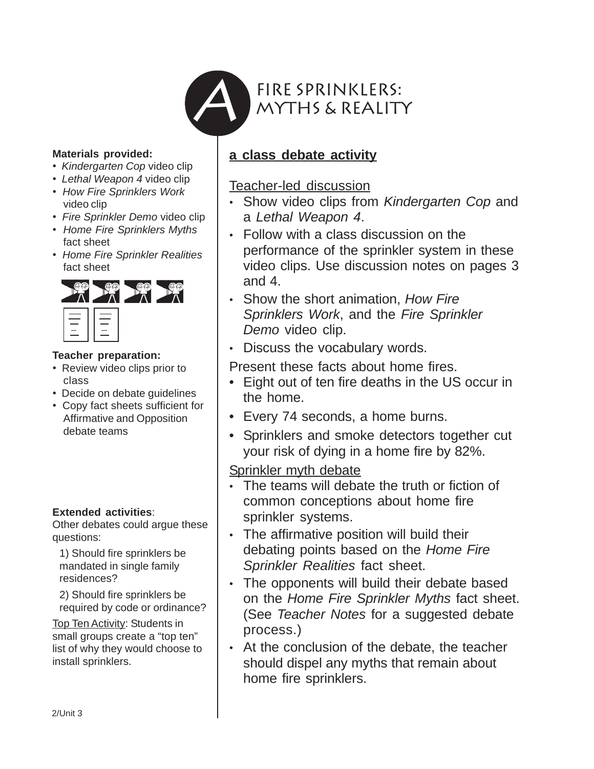# A FIRE SPRINKLERS: MYTHS & REALITY

**Materials provided:**

- *Kindergarten Cop* video clip
- *Lethal Weapon 4* video clip
- *How Fire Sprinklers Work* video clip
- *Fire Sprinkler Demo* video clip
- *Home Fire Sprinklers Myths* fact sheet
- *Home Fire Sprinkler Realities* fact sheet

**Teacher preparation:**

- Review video clips prior to class
- Decide on debate guidelines
- Copy fact sheets sufficient for Affirmative and Opposition debate teams

**Extended activities**:

Other debates could argue these questions:

1) Should fire sprinklers be mandated in single family residences?

2) Should fire sprinklers be required by code or ordinance?

Top Ten Activity: Students in small groups create a "top ten" list of why they would choose to install sprinklers.

## a class debate activity

### Teacher-led discussion

- Show video clips from *Kindergarten Cop* and a *Lethal Weapon 4*.
- Follow with a class discussion on the performance of the sprinkler system in these video clips. Use discussion notes on pages 3 and 4.
- Show the short animation, *How Fire Sprinklers Work*, and the *Fire Sprinkler Demo* video clip.
- Discuss the vocabulary words.

Present these facts about home fires.

- Eight out of ten fire deaths in the US occur in the home.
- Every 74 seconds, a home burns.
- Sprinklers and smoke detectors together cut your risk of dying in a home fire by 82%.

### Sprinkler myth debate

- The teams will debate the truth or fiction of common conceptions about home fire sprinkler systems.
- The affirmative position will build their debating points based on the *Home Fire Sprinkler Realities* fact sheet.
- The opponents will build their debate based on the *Home Fire Sprinkler Myths* fact sheet. (See *Teacher Notes* for a suggested debate process.)
- At the conclusion of the debate, the teacher should dispel any myths that remain about home fire sprinklers.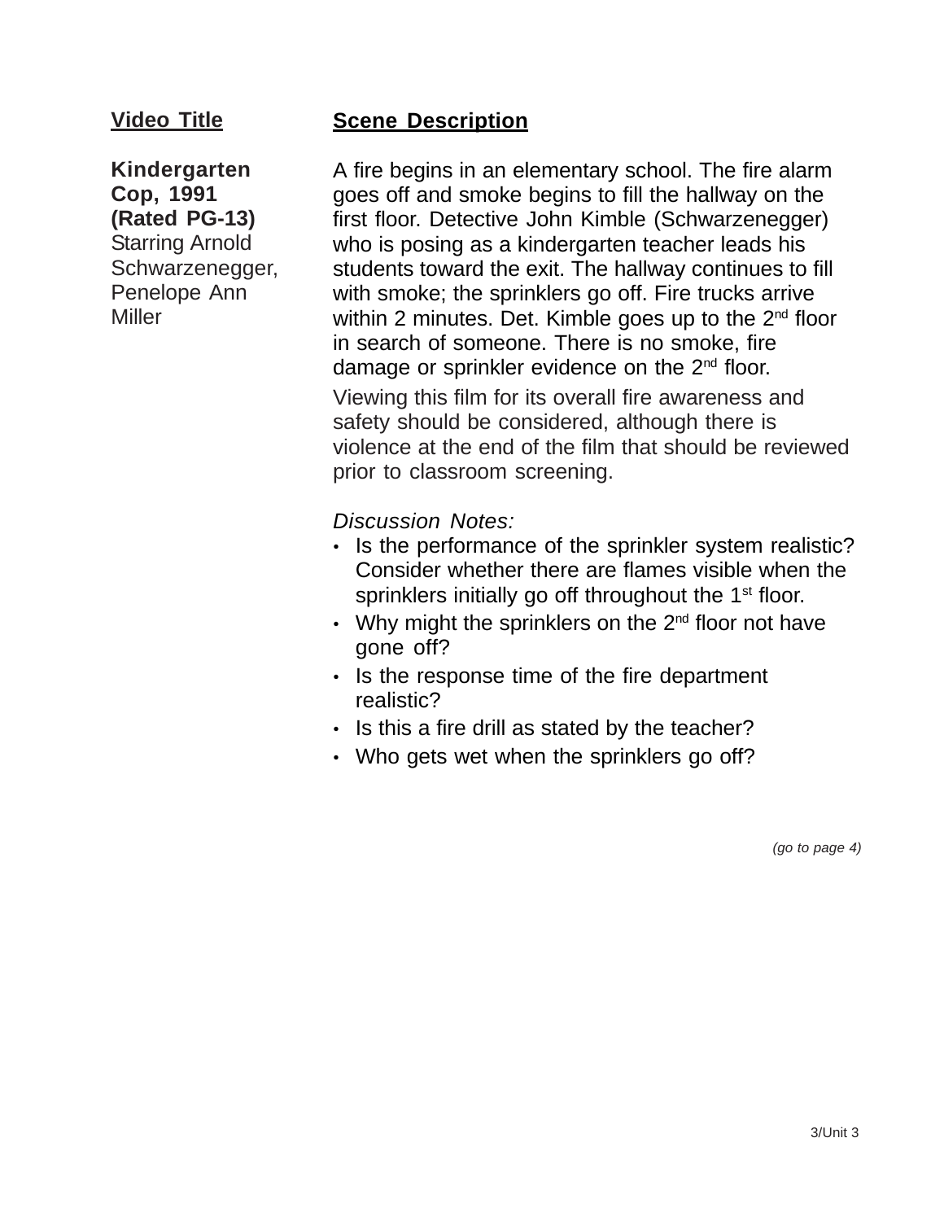| Video Title | Scene Description |
| --- | --- |
| **Kindergarten Cop, 1991 (Rated PG-13)** Starring Arnold Schwarzenegger, Penelope Ann Miller | A fire begins in an elementary school. The fire alarm goes off and smoke begins to fill the hallway on the first floor. Detective John Kimble (Schwarzenegger) who is posing as a kindergarten teacher leads his students toward the exit. The hallway continues to fill with smoke; the sprinklers go off. Fire trucks arrive within 2 minutes. Det. Kimble goes up to the 2nd floor in search of someone. There is no smoke, fire damage or sprinkler evidence on the 2nd floor. |

Viewing this film for its overall fire awareness and safety should be considered, although there is violence at the end of the film that should be reviewed prior to classroom screening.

*Discussion Notes:*

- Is the performance of the sprinkler system realistic? Consider whether there are flames visible when the sprinklers initially go off throughout the 1st floor.
- Why might the sprinklers on the 2nd floor not have gone off?
- Is the response time of the fire department realistic?
- Is this a fire drill as stated by the teacher?
- Who gets wet when the sprinklers go off?

*(go to page 4)*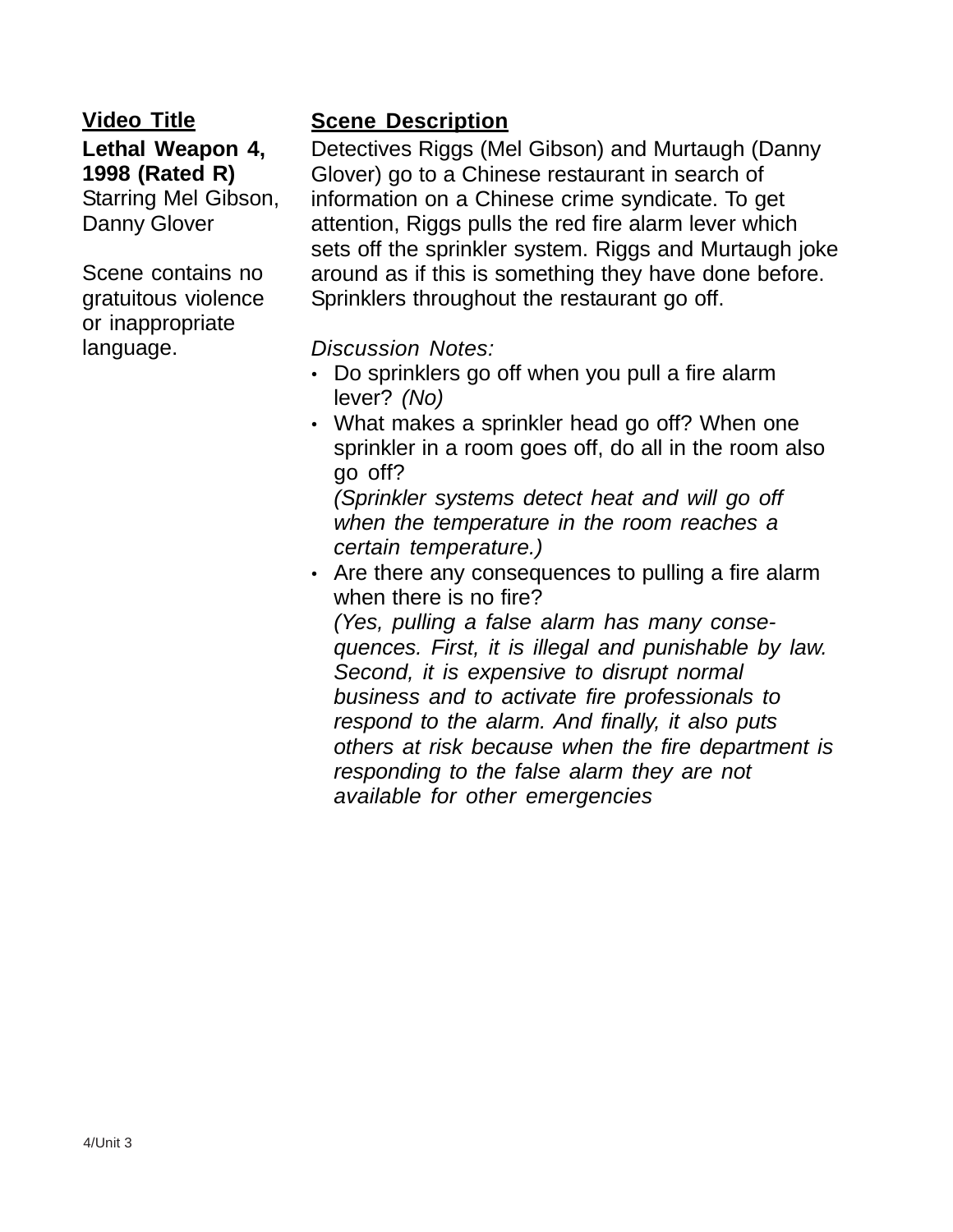**Video Title**

**Lethal Weapon 4, 1998 (Rated R)**
Starring Mel Gibson, Danny Glover

Scene contains no gratuitous violence or inappropriate language.

**Scene Description**

Detectives Riggs (Mel Gibson) and Murtaugh (Danny Glover) go to a Chinese restaurant in search of information on a Chinese crime syndicate. To get attention, Riggs pulls the red fire alarm lever which sets off the sprinkler system. Riggs and Murtaugh joke around as if this is something they have done before. Sprinklers throughout the restaurant go off.

*Discussion Notes:*

- Do sprinklers go off when you pull a fire alarm lever? *(No)*
- What makes a sprinkler head go off? When one sprinkler in a room goes off, do all in the room also go off?
  *(Sprinkler systems detect heat and will go off when the temperature in the room reaches a certain temperature.)*
- Are there any consequences to pulling a fire alarm when there is no fire?
  *(Yes, pulling a false alarm has many consequences. First, it is illegal and punishable by law. Second, it is expensive to disrupt normal business and to activate fire professionals to respond to the alarm. And finally, it also puts others at risk because when the fire department is responding to the false alarm they are not available for other emergencies*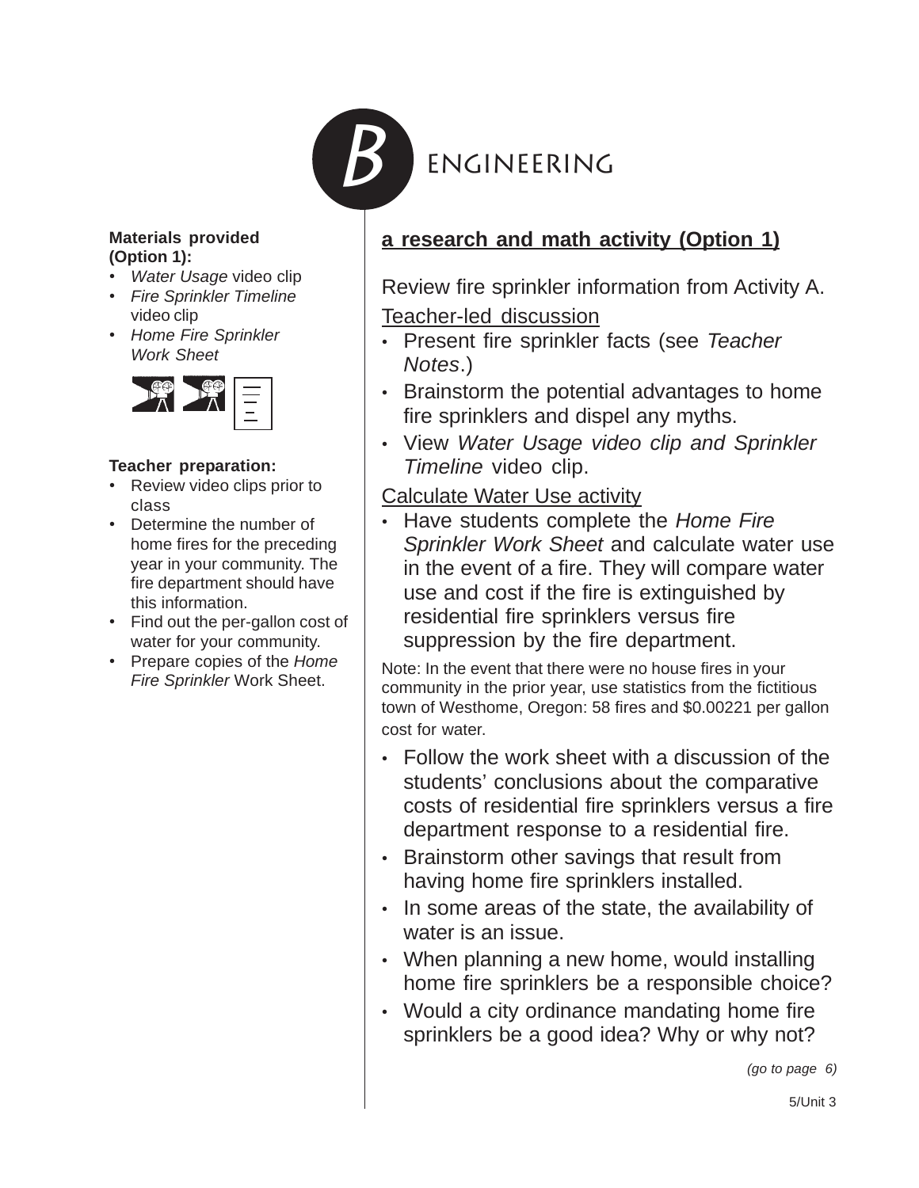# B ENGINEERING

**Materials provided (Option 1):**

- *Water Usage* video clip
- *Fire Sprinkler Timeline* video clip
- *Home Fire Sprinkler Work Sheet*

**Teacher preparation:**

- Review video clips prior to class
- Determine the number of home fires for the preceding year in your community. The fire department should have this information.
- Find out the per-gallon cost of water for your community.
- Prepare copies of the *Home Fire Sprinkler* Work Sheet.

## a research and math activity (Option 1)

Review fire sprinkler information from Activity A.

Teacher-led discussion

- Present fire sprinkler facts (see *Teacher Notes*.)
- Brainstorm the potential advantages to home fire sprinklers and dispel any myths.
- View *Water Usage video clip and Sprinkler Timeline* video clip.

Calculate Water Use activity

- Have students complete the *Home Fire Sprinkler Work Sheet* and calculate water use in the event of a fire. They will compare water use and cost if the fire is extinguished by residential fire sprinklers versus fire suppression by the fire department.

Note: In the event that there were no house fires in your community in the prior year, use statistics from the fictitious town of Westhome, Oregon: 58 fires and $0.00221 per gallon cost for water.

- Follow the work sheet with a discussion of the students' conclusions about the comparative costs of residential fire sprinklers versus a fire department response to a residential fire.
- Brainstorm other savings that result from having home fire sprinklers installed.
- In some areas of the state, the availability of water is an issue.
- When planning a new home, would installing home fire sprinklers be a responsible choice?
- Would a city ordinance mandating home fire sprinklers be a good idea? Why or why not?

*(go to page 6)*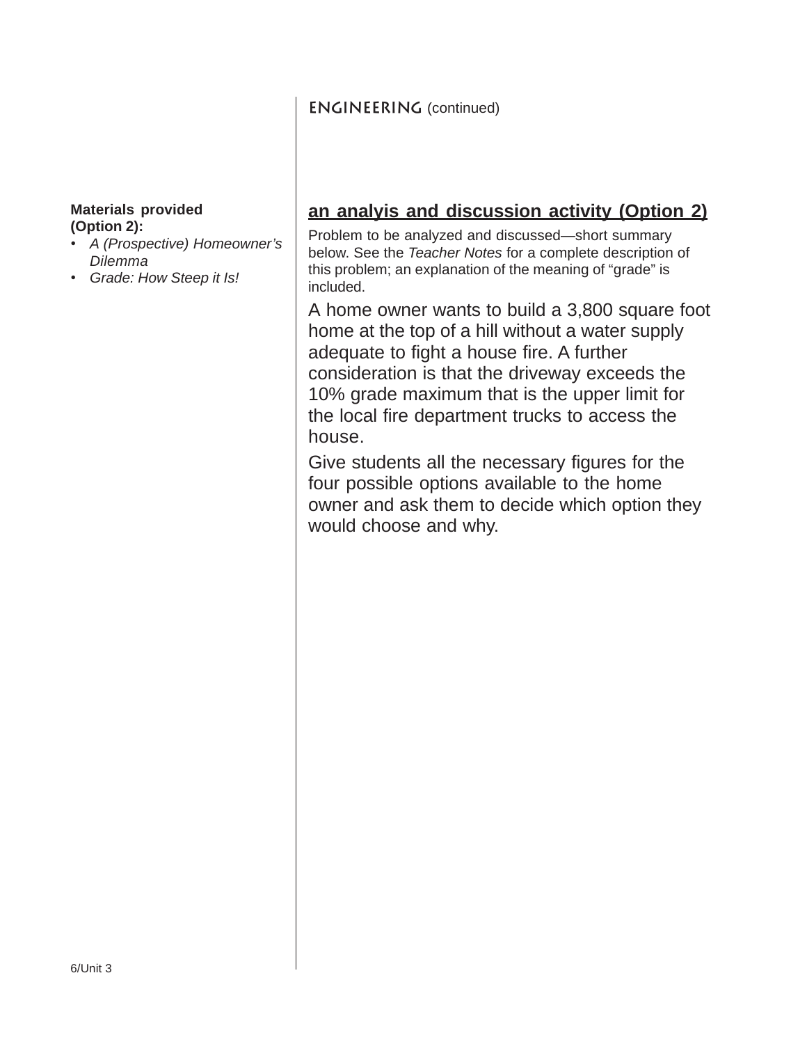## ENGINEERING (continued)

**Materials provided (Option 2):**

- *A (Prospective) Homeowner's Dilemma*
- *Grade: How Steep it Is!*

### an analyis and discussion activity (Option 2)

Problem to be analyzed and discussed—short summary below. See the *Teacher Notes* for a complete description of this problem; an explanation of the meaning of "grade" is included.

A home owner wants to build a 3,800 square foot home at the top of a hill without a water supply adequate to fight a house fire. A further consideration is that the driveway exceeds the 10% grade maximum that is the upper limit for the local fire department trucks to access the house.

Give students all the necessary figures for the four possible options available to the home owner and ask them to decide which option they would choose and why.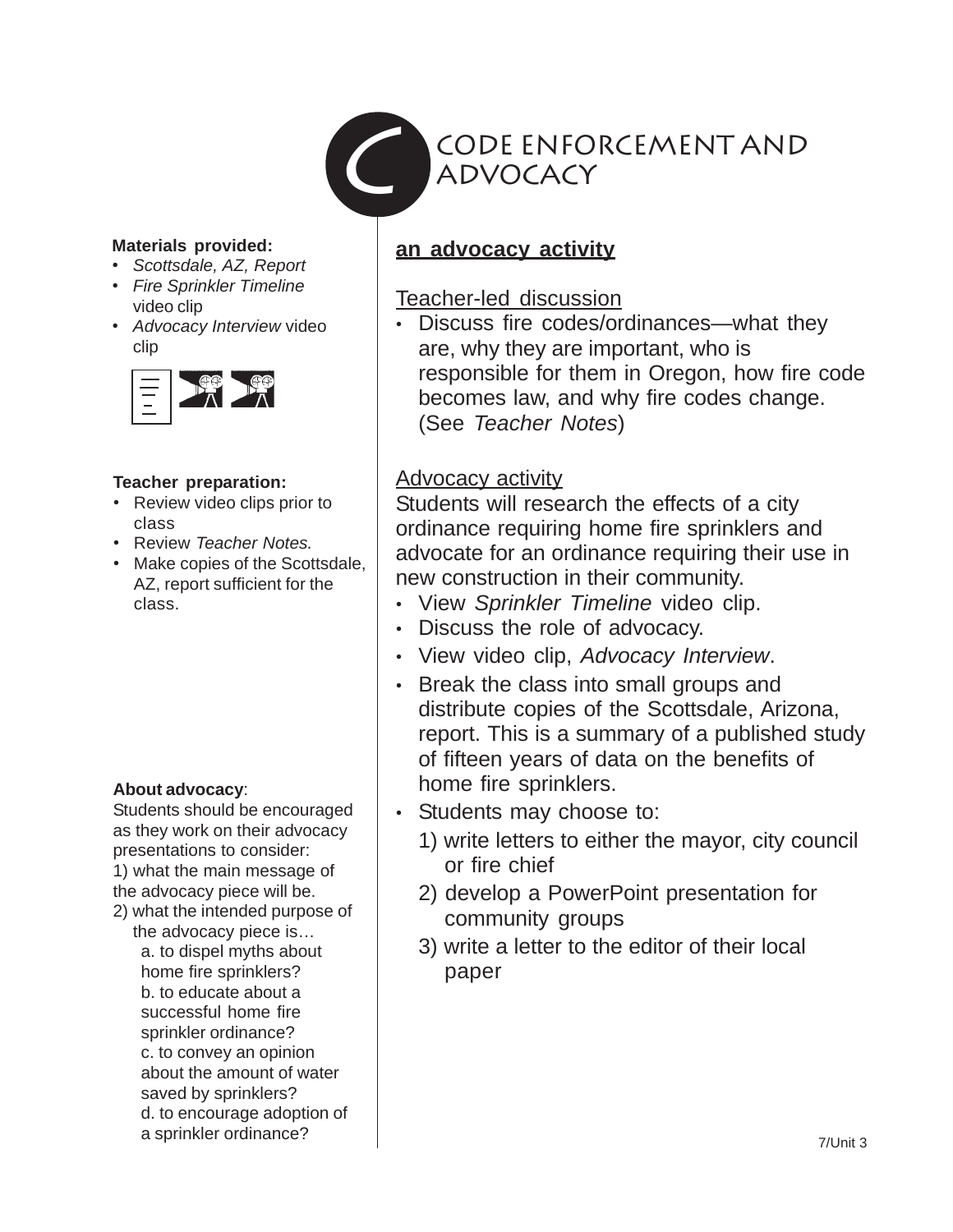# C CODE ENFORCEMENT AND ADVOCACY

**Materials provided:**
- *Scottsdale, AZ, Report*
- *Fire Sprinkler Timeline* video clip
- *Advocacy Interview* video clip

**Teacher preparation:**
- Review video clips prior to class
- Review *Teacher Notes.*
- Make copies of the Scottsdale, AZ, report sufficient for the class.

**About advocacy**:
Students should be encouraged as they work on their advocacy presentations to consider:
1) what the main message of the advocacy piece will be.
2) what the intended purpose of the advocacy piece is…
   a. to dispel myths about home fire sprinklers?
   b. to educate about a successful home fire sprinkler ordinance?
   c. to convey an opinion about the amount of water saved by sprinklers?
   d. to encourage adoption of a sprinkler ordinance?

## an advocacy activity

Teacher-led discussion
- Discuss fire codes/ordinances—what they are, why they are important, who is responsible for them in Oregon, how fire code becomes law, and why fire codes change. (See *Teacher Notes*)

Advocacy activity
Students will research the effects of a city ordinance requiring home fire sprinklers and advocate for an ordinance requiring their use in new construction in their community.
- View *Sprinkler Timeline* video clip.
- Discuss the role of advocacy.
- View video clip, *Advocacy Interview*.
- Break the class into small groups and distribute copies of the Scottsdale, Arizona, report. This is a summary of a published study of fifteen years of data on the benefits of home fire sprinklers.
- Students may choose to:
  1) write letters to either the mayor, city council or fire chief
  2) develop a PowerPoint presentation for community groups
  3) write a letter to the editor of their local paper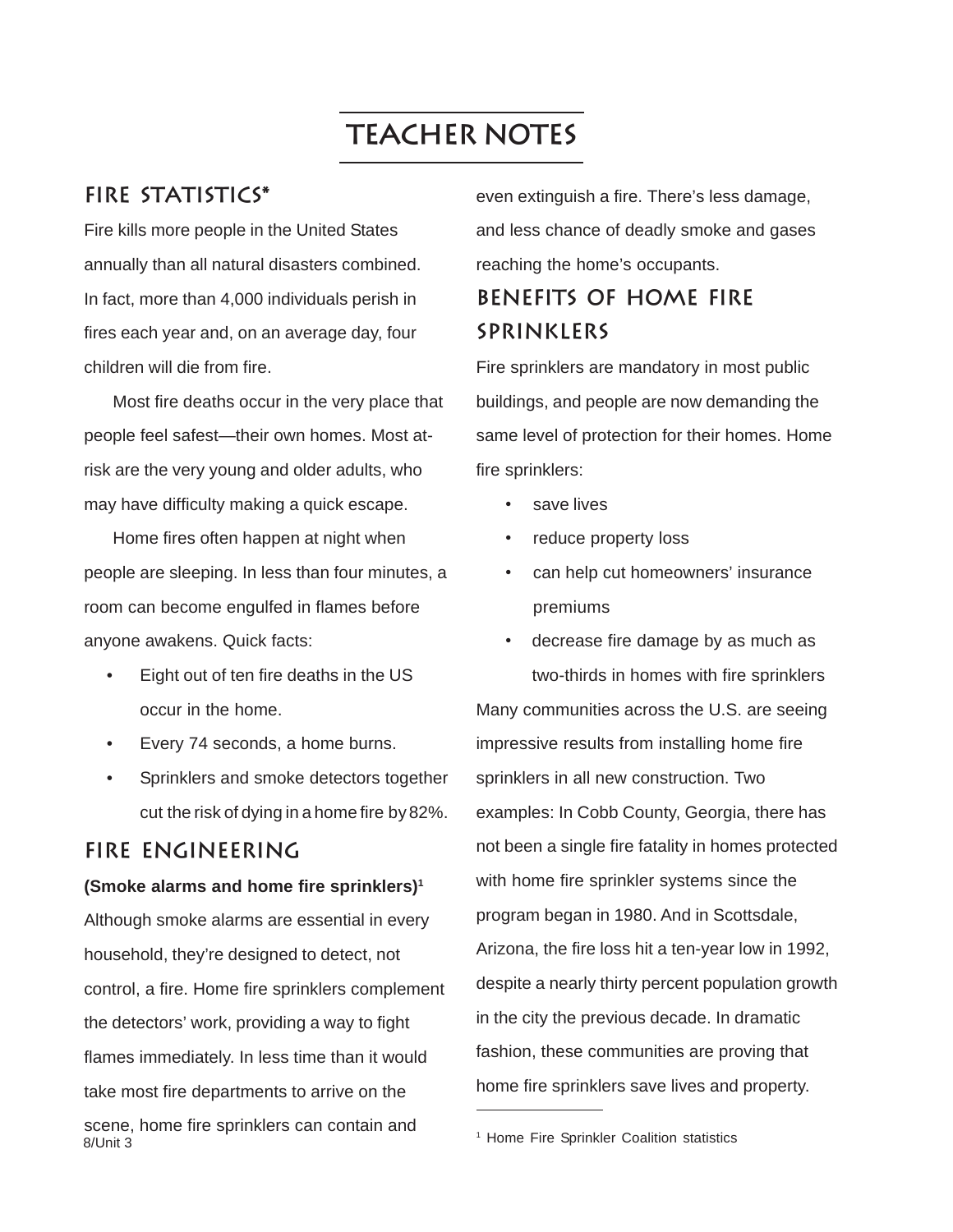# TEACHER NOTES

## FIRE STATISTICS*

Fire kills more people in the United States annually than all natural disasters combined. In fact, more than 4,000 individuals perish in fires each year and, on an average day, four children will die from fire.

Most fire deaths occur in the very place that people feel safest—their own homes. Most at-risk are the very young and older adults, who may have difficulty making a quick escape.

Home fires often happen at night when people are sleeping. In less than four minutes, a room can become engulfed in flames before anyone awakens. Quick facts:

- Eight out of ten fire deaths in the US occur in the home.
- Every 74 seconds, a home burns.
- Sprinklers and smoke detectors together cut the risk of dying in a home fire by 82%.

## FIRE ENGINEERING

**(Smoke alarms and home fire sprinklers)**[1]

Although smoke alarms are essential in every household, they're designed to detect, not control, a fire. Home fire sprinklers complement the detectors' work, providing a way to fight flames immediately. In less time than it would take most fire departments to arrive on the scene, home fire sprinklers can contain and even extinguish a fire. There's less damage, and less chance of deadly smoke and gases reaching the home's occupants.

## BENEFITS OF HOME FIRE SPRINKLERS

Fire sprinklers are mandatory in most public buildings, and people are now demanding the same level of protection for their homes. Home fire sprinklers:

- save lives
- reduce property loss
- can help cut homeowners' insurance premiums
- decrease fire damage by as much as two-thirds in homes with fire sprinklers

Many communities across the U.S. are seeing impressive results from installing home fire sprinklers in all new construction. Two examples: In Cobb County, Georgia, there has not been a single fire fatality in homes protected with home fire sprinkler systems since the program began in 1980. And in Scottsdale, Arizona, the fire loss hit a ten-year low in 1992, despite a nearly thirty percent population growth in the city the previous decade. In dramatic fashion, these communities are proving that home fire sprinklers save lives and property.

[1] Home Fire Sprinkler Coalition statistics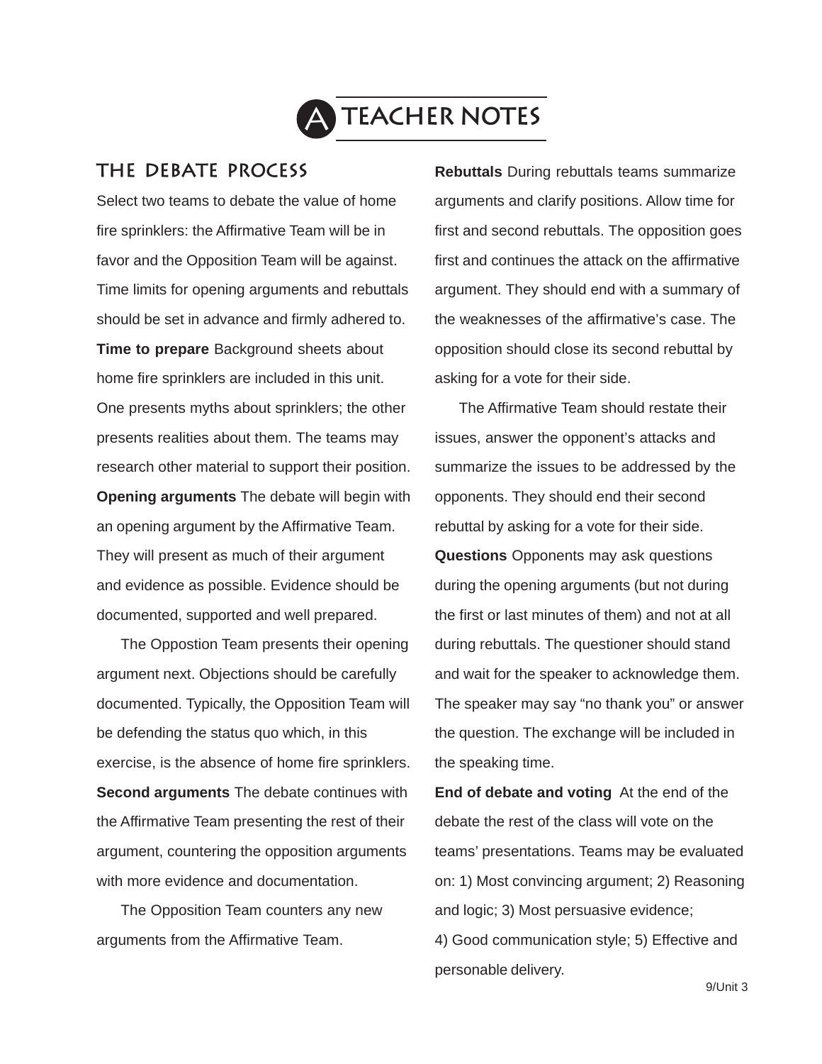# TEACHER NOTES

## THE DEBATE PROCESS

Select two teams to debate the value of home fire sprinklers: the Affirmative Team will be in favor and the Opposition Team will be against. Time limits for opening arguments and rebuttals should be set in advance and firmly adhered to.

**Time to prepare** Background sheets about home fire sprinklers are included in this unit. One presents myths about sprinklers; the other presents realities about them. The teams may research other material to support their position.

**Opening arguments** The debate will begin with an opening argument by the Affirmative Team. They will present as much of their argument and evidence as possible. Evidence should be documented, supported and well prepared.

The Oppostion Team presents their opening argument next. Objections should be carefully documented. Typically, the Opposition Team will be defending the status quo which, in this exercise, is the absence of home fire sprinklers.

**Second arguments** The debate continues with the Affirmative Team presenting the rest of their argument, countering the opposition arguments with more evidence and documentation.

The Opposition Team counters any new arguments from the Affirmative Team.

**Rebuttals** During rebuttals teams summarize arguments and clarify positions. Allow time for first and second rebuttals. The opposition goes first and continues the attack on the affirmative argument. They should end with a summary of the weaknesses of the affirmative's case. The opposition should close its second rebuttal by asking for a vote for their side.

The Affirmative Team should restate their issues, answer the opponent's attacks and summarize the issues to be addressed by the opponents. They should end their second rebuttal by asking for a vote for their side.

**Questions** Opponents may ask questions during the opening arguments (but not during the first or last minutes of them) and not at all during rebuttals. The questioner should stand and wait for the speaker to acknowledge them. The speaker may say "no thank you" or answer the question. The exchange will be included in the speaking time.

**End of debate and voting** At the end of the debate the rest of the class will vote on the teams' presentations. Teams may be evaluated on: 1) Most convincing argument; 2) Reasoning and logic; 3) Most persuasive evidence; 4) Good communication style; 5) Effective and personable delivery.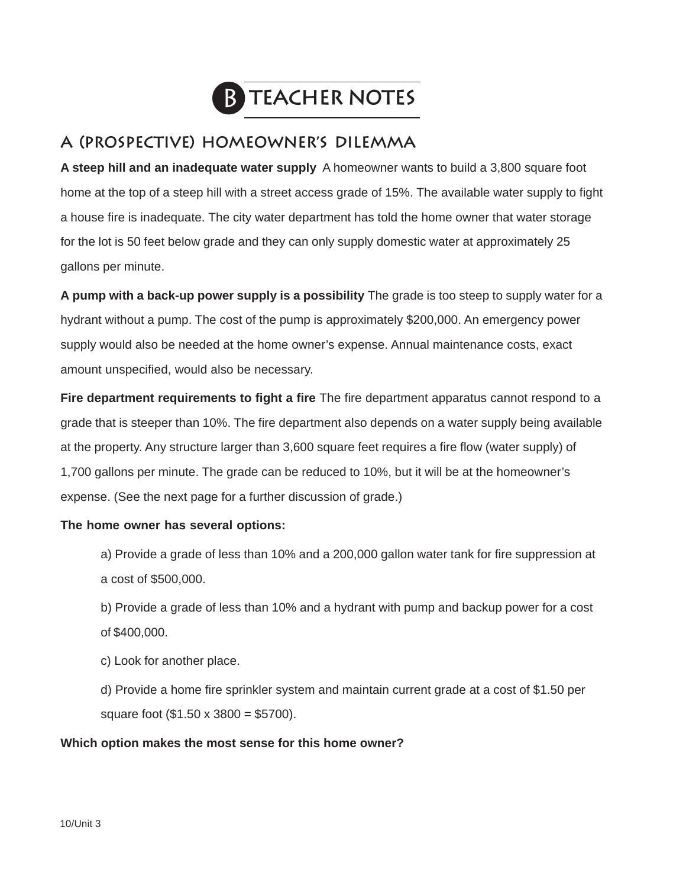# B TEACHER NOTES

## A (PROSPECTIVE) HOMEOWNER'S DILEMMA

**A steep hill and an inadequate water supply** A homeowner wants to build a 3,800 square foot home at the top of a steep hill with a street access grade of 15%. The available water supply to fight a house fire is inadequate. The city water department has told the home owner that water storage for the lot is 50 feet below grade and they can only supply domestic water at approximately 25 gallons per minute.

**A pump with a back-up power supply is a possibility** The grade is too steep to supply water for a hydrant without a pump. The cost of the pump is approximately $200,000. An emergency power supply would also be needed at the home owner's expense. Annual maintenance costs, exact amount unspecified, would also be necessary.

**Fire department requirements to fight a fire** The fire department apparatus cannot respond to a grade that is steeper than 10%. The fire department also depends on a water supply being available at the property. Any structure larger than 3,600 square feet requires a fire flow (water supply) of 1,700 gallons per minute. The grade can be reduced to 10%, but it will be at the homeowner's expense. (See the next page for a further discussion of grade.)

**The home owner has several options:**

a) Provide a grade of less than 10% and a 200,000 gallon water tank for fire suppression at a cost of $500,000.

b) Provide a grade of less than 10% and a hydrant with pump and backup power for a cost of $400,000.

c) Look for another place.

d) Provide a home fire sprinkler system and maintain current grade at a cost of $1.50 per square foot ($1.50 x 3800 = $5700).

**Which option makes the most sense for this home owner?**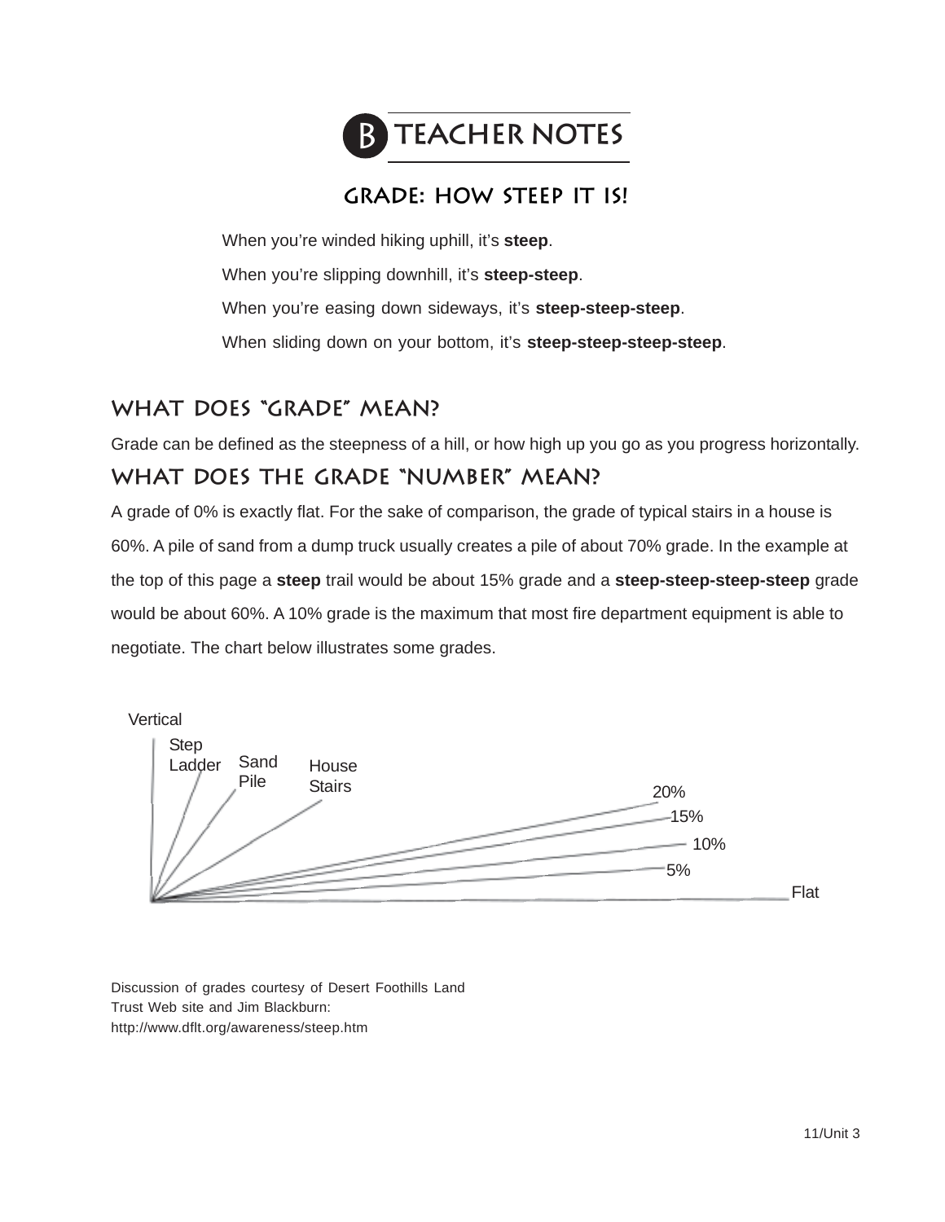# B TEACHER NOTES

## GRADE: HOW STEEP IT IS!

When you're winded hiking uphill, it's **steep**.

When you're slipping downhill, it's **steep-steep**.

When you're easing down sideways, it's **steep-steep-steep**.

When sliding down on your bottom, it's **steep-steep-steep-steep**.

## WHAT DOES "GRADE" MEAN?

Grade can be defined as the steepness of a hill, or how high up you go as you progress horizontally.

## WHAT DOES THE GRADE "NUMBER" MEAN?

A grade of 0% is exactly flat. For the sake of comparison, the grade of typical stairs in a house is 60%. A pile of sand from a dump truck usually creates a pile of about 70% grade. In the example at the top of this page a **steep** trail would be about 15% grade and a **steep-steep-steep-steep** grade would be about 60%. A 10% grade is the maximum that most fire department equipment is able to negotiate. The chart below illustrates some grades.

Vertical, Step Ladder, Sand Pile, House Stairs, 20%, 15%, 10%, 5%, Flat

Discussion of grades courtesy of Desert Foothills Land Trust Web site and Jim Blackburn:
http://www.dflt.org/awareness/steep.htm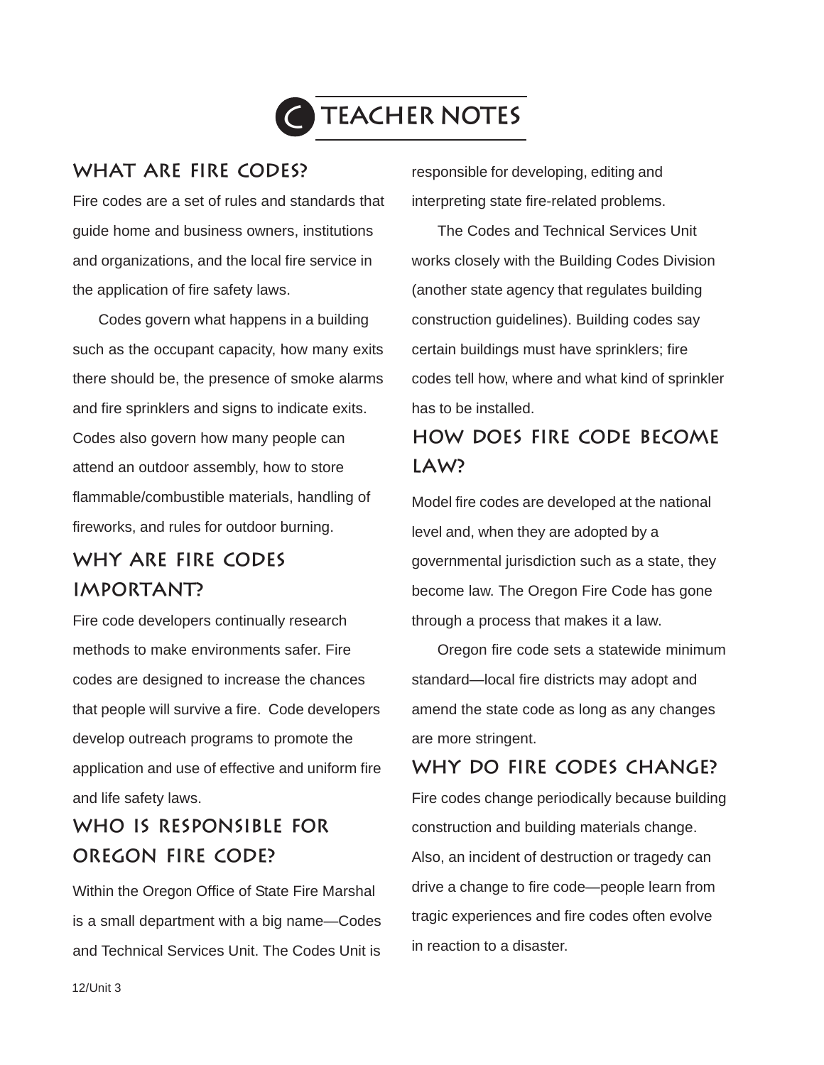# C TEACHER NOTES

## WHAT ARE FIRE CODES?

Fire codes are a set of rules and standards that guide home and business owners, institutions and organizations, and the local fire service in the application of fire safety laws.

Codes govern what happens in a building such as the occupant capacity, how many exits there should be, the presence of smoke alarms and fire sprinklers and signs to indicate exits. Codes also govern how many people can attend an outdoor assembly, how to store flammable/combustible materials, handling of fireworks, and rules for outdoor burning.

## WHY ARE FIRE CODES IMPORTANT?

Fire code developers continually research methods to make environments safer. Fire codes are designed to increase the chances that people will survive a fire. Code developers develop outreach programs to promote the application and use of effective and uniform fire and life safety laws.

## WHO IS RESPONSIBLE FOR OREGON FIRE CODE?

Within the Oregon Office of State Fire Marshal is a small department with a big name—Codes and Technical Services Unit. The Codes Unit is responsible for developing, editing and interpreting state fire-related problems.

The Codes and Technical Services Unit works closely with the Building Codes Division (another state agency that regulates building construction guidelines). Building codes say certain buildings must have sprinklers; fire codes tell how, where and what kind of sprinkler has to be installed.

## HOW DOES FIRE CODE BECOME LAW?

Model fire codes are developed at the national level and, when they are adopted by a governmental jurisdiction such as a state, they become law. The Oregon Fire Code has gone through a process that makes it a law.

Oregon fire code sets a statewide minimum standard—local fire districts may adopt and amend the state code as long as any changes are more stringent.

## WHY DO FIRE CODES CHANGE?

Fire codes change periodically because building construction and building materials change. Also, an incident of destruction or tragedy can drive a change to fire code—people learn from tragic experiences and fire codes often evolve in reaction to a disaster.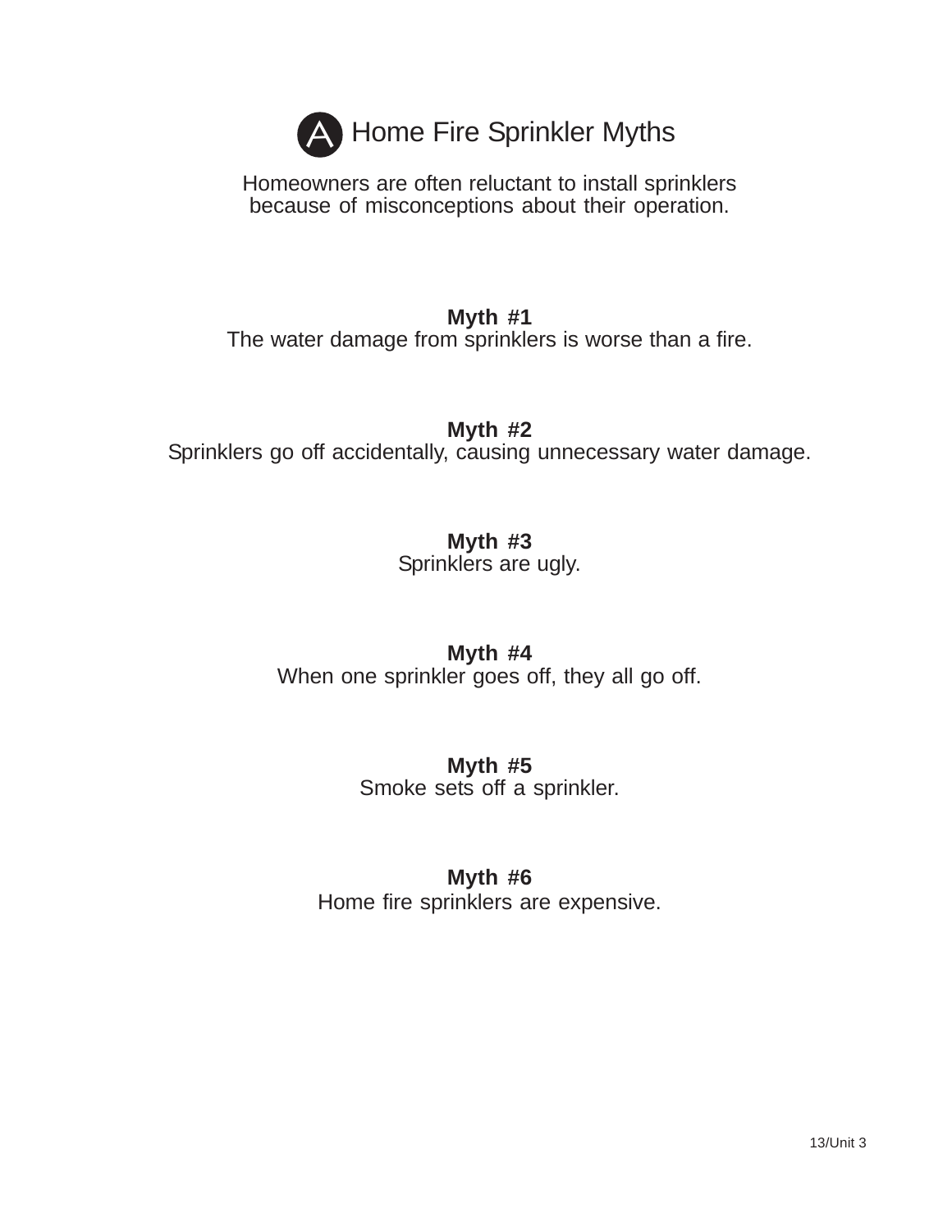# A Home Fire Sprinkler Myths

Homeowners are often reluctant to install sprinklers because of misconceptions about their operation.

**Myth #1**
The water damage from sprinklers is worse than a fire.

**Myth #2**
Sprinklers go off accidentally, causing unnecessary water damage.

**Myth #3**
Sprinklers are ugly.

**Myth #4**
When one sprinkler goes off, they all go off.

**Myth #5**
Smoke sets off a sprinkler.

**Myth #6**
Home fire sprinklers are expensive.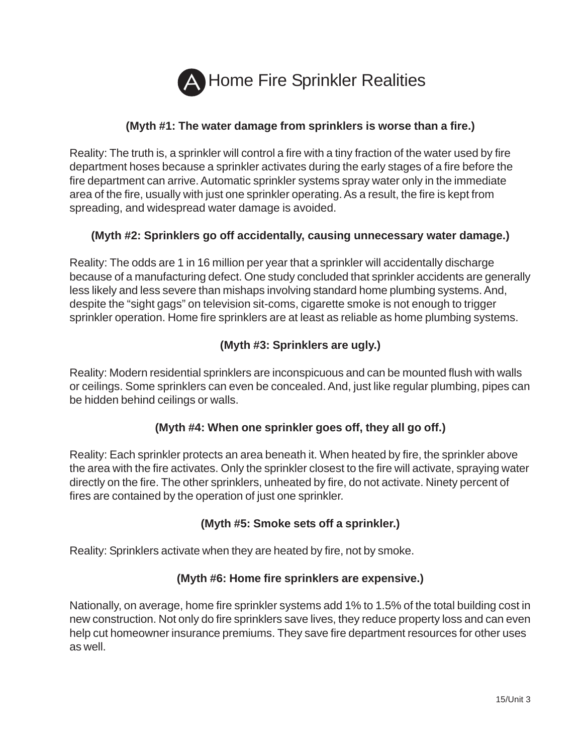# A Home Fire Sprinkler Realities

**(Myth #1: The water damage from sprinklers is worse than a fire.)**

Reality: The truth is, a sprinkler will control a fire with a tiny fraction of the water used by fire department hoses because a sprinkler activates during the early stages of a fire before the fire department can arrive. Automatic sprinkler systems spray water only in the immediate area of the fire, usually with just one sprinkler operating. As a result, the fire is kept from spreading, and widespread water damage is avoided.

**(Myth #2: Sprinklers go off accidentally, causing unnecessary water damage.)**

Reality: The odds are 1 in 16 million per year that a sprinkler will accidentally discharge because of a manufacturing defect. One study concluded that sprinkler accidents are generally less likely and less severe than mishaps involving standard home plumbing systems. And, despite the "sight gags" on television sit-coms, cigarette smoke is not enough to trigger sprinkler operation. Home fire sprinklers are at least as reliable as home plumbing systems.

**(Myth #3: Sprinklers are ugly.)**

Reality: Modern residential sprinklers are inconspicuous and can be mounted flush with walls or ceilings. Some sprinklers can even be concealed. And, just like regular plumbing, pipes can be hidden behind ceilings or walls.

**(Myth #4: When one sprinkler goes off, they all go off.)**

Reality: Each sprinkler protects an area beneath it. When heated by fire, the sprinkler above the area with the fire activates. Only the sprinkler closest to the fire will activate, spraying water directly on the fire. The other sprinklers, unheated by fire, do not activate. Ninety percent of fires are contained by the operation of just one sprinkler.

**(Myth #5: Smoke sets off a sprinkler.)**

Reality: Sprinklers activate when they are heated by fire, not by smoke.

**(Myth #6: Home fire sprinklers are expensive.)**

Nationally, on average, home fire sprinkler systems add 1% to 1.5% of the total building cost in new construction. Not only do fire sprinklers save lives, they reduce property loss and can even help cut homeowner insurance premiums. They save fire department resources for other uses as well.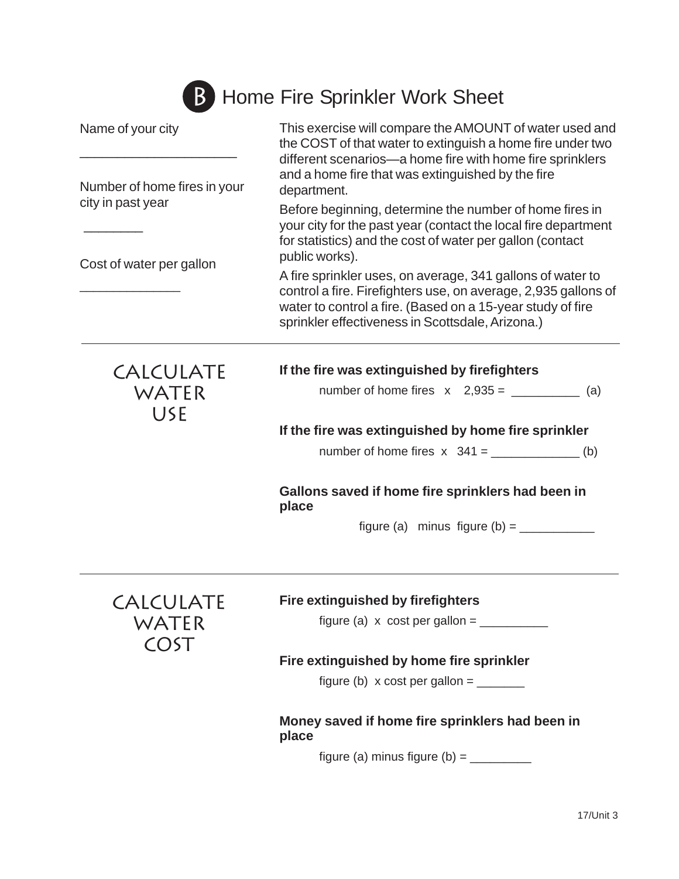# B Home Fire Sprinkler Work Sheet

Name of your city

_____________________

Number of home fires in your city in past year

________

Cost of water per gallon

_____________

This exercise will compare the AMOUNT of water used and the COST of that water to extinguish a home fire under two different scenarios—a home fire with home fire sprinklers and a home fire that was extinguished by the fire department.

Before beginning, determine the number of home fires in your city for the past year (contact the local fire department for statistics) and the cost of water per gallon (contact public works).

A fire sprinkler uses, on average, 341 gallons of water to control a fire. Firefighters use, on average, 2,935 gallons of water to control a fire. (Based on a 15-year study of fire sprinkler effectiveness in Scottsdale, Arizona.)

---

## CALCULATE WATER USE

**If the fire was extinguished by firefighters**

number of home fires x 2,935 = __________ (a)

**If the fire was extinguished by home fire sprinkler**

number of home fires x 341 = _____________ (b)

**Gallons saved if home fire sprinklers had been in place**

figure (a) minus figure (b) = ___________

---

## CALCULATE WATER COST

**Fire extinguished by firefighters**

figure (a) x cost per gallon = __________

**Fire extinguished by home fire sprinkler**

figure (b) x cost per gallon = _______

**Money saved if home fire sprinklers had been in place**

figure (a) minus figure (b) = _________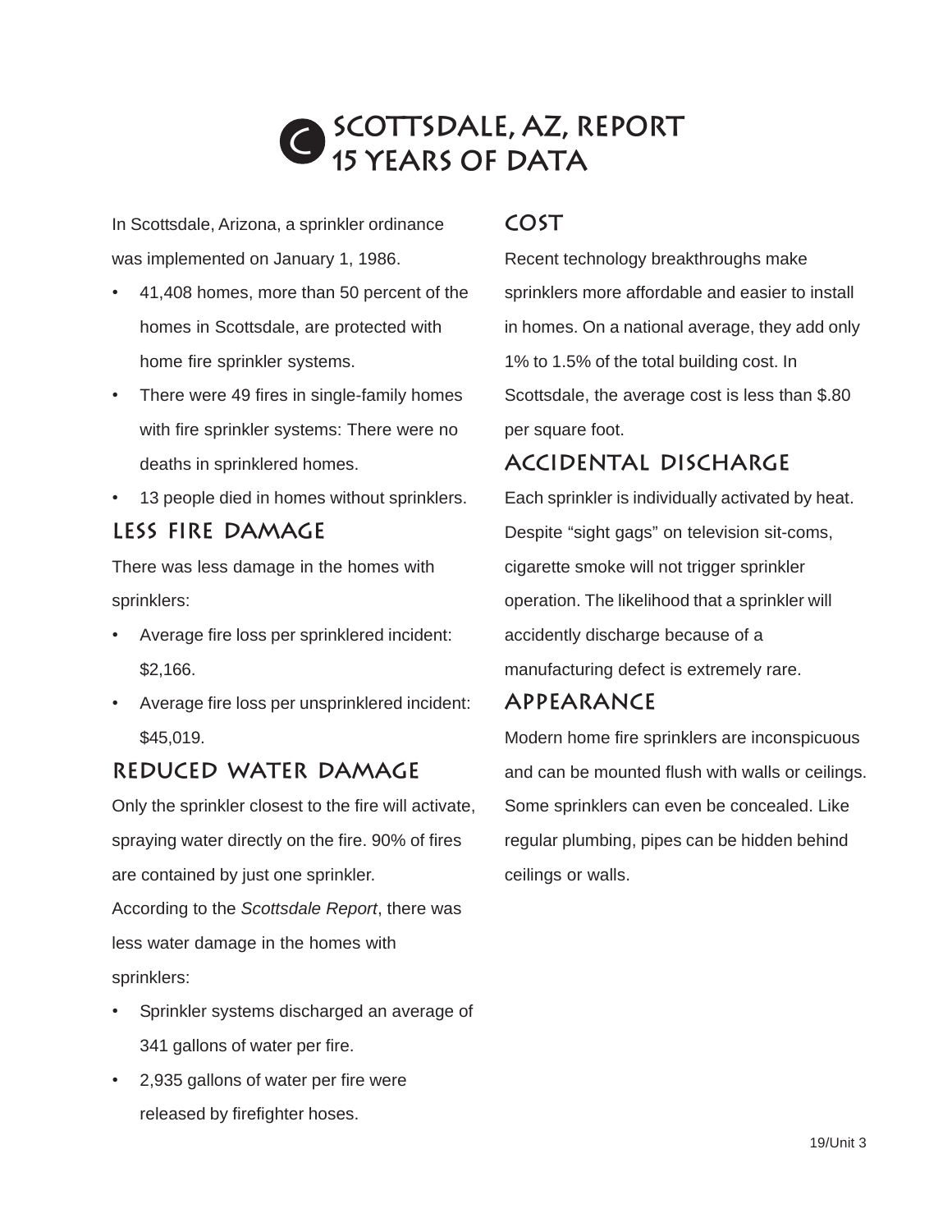# C SCOTTSDALE, AZ, REPORT 15 YEARS OF DATA

In Scottsdale, Arizona, a sprinkler ordinance was implemented on January 1, 1986.

- 41,408 homes, more than 50 percent of the homes in Scottsdale, are protected with home fire sprinkler systems.
- There were 49 fires in single-family homes with fire sprinkler systems: There were no deaths in sprinklered homes.
- 13 people died in homes without sprinklers.

## LESS FIRE DAMAGE

There was less damage in the homes with sprinklers:

- Average fire loss per sprinklered incident: $2,166.
- Average fire loss per unsprinklered incident: $45,019.

## REDUCED WATER DAMAGE

Only the sprinkler closest to the fire will activate, spraying water directly on the fire. 90% of fires are contained by just one sprinkler.

According to the *Scottsdale Report*, there was less water damage in the homes with sprinklers:

- Sprinkler systems discharged an average of 341 gallons of water per fire.
- 2,935 gallons of water per fire were released by firefighter hoses.

## COST

Recent technology breakthroughs make sprinklers more affordable and easier to install in homes. On a national average, they add only 1% to 1.5% of the total building cost. In Scottsdale, the average cost is less than $.80 per square foot.

## ACCIDENTAL DISCHARGE

Each sprinkler is individually activated by heat. Despite "sight gags" on television sit-coms, cigarette smoke will not trigger sprinkler operation. The likelihood that a sprinkler will accidently discharge because of a manufacturing defect is extremely rare.

## APPEARANCE

Modern home fire sprinklers are inconspicuous and can be mounted flush with walls or ceilings. Some sprinklers can even be concealed. Like regular plumbing, pipes can be hidden behind ceilings or walls.